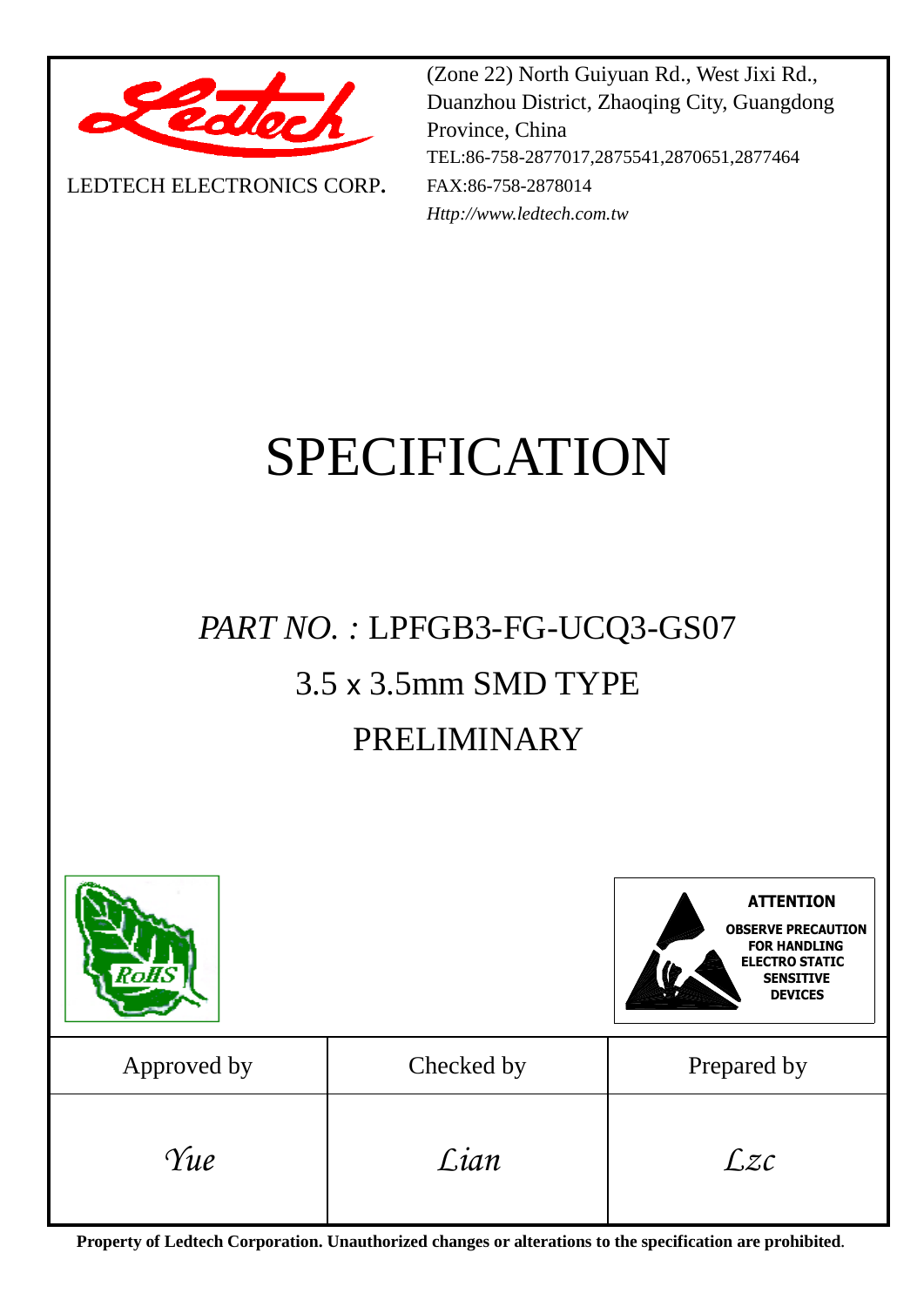LEDTECH ELECTRONICS CORP.

(Zone 22) North Guiyuan Rd., West Jixi Rd., Duanzhou District, Zhaoqing City, Guangdong Province, China
TEL:86-758-2877017,2875541,2870651,2877464
FAX:86-758-2878014
*Http://www.ledtech.com.tw*

# SPECIFICATION

## *PART NO. :* LPFGB3-FG-UCQ3-GS07

## 3.5 x 3.5mm SMD TYPE

## PRELIMINARY

RoHS

**ATTENTION**
**OBSERVE PRECAUTION FOR HANDLING ELECTRO STATIC SENSITIVE DEVICES**

| Approved by | Checked by | Prepared by |
|---|---|---|
| *Yue* | *Lian* | *Lzc* |

**Property of Ledtech Corporation. Unauthorized changes or alterations to the specification are prohibited**.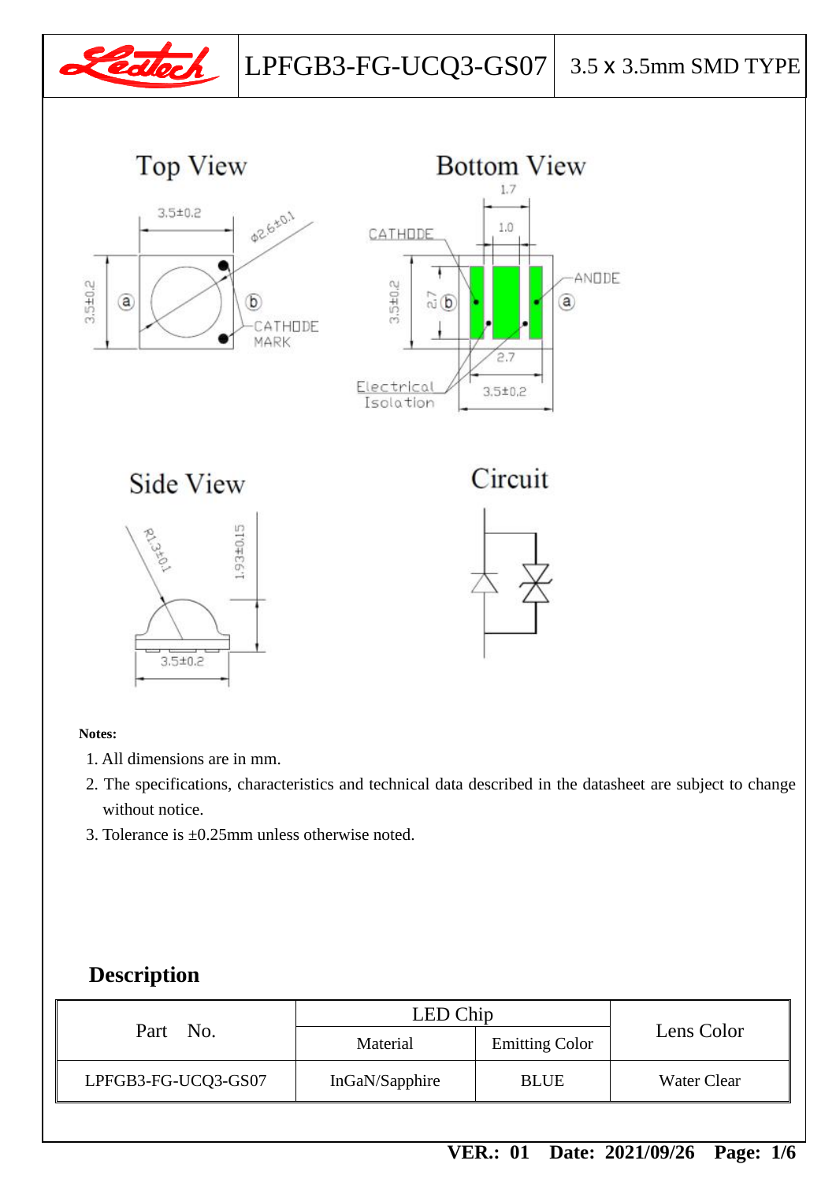Top View

Bottom View

Side View

Circuit

**Notes:**

1. All dimensions are in mm.
2. The specifications, characteristics and technical data described in the datasheet are subject to change without notice.
3. Tolerance is ±0.25mm unless otherwise noted.

## Description

| Part No. | LED Chip | | Lens Color |
|---|---|---|---|
| | Material | Emitting Color | |
| LPFGB3-FG-UCQ3-GS07 | InGaN/Sapphire | BLUE | Water Clear |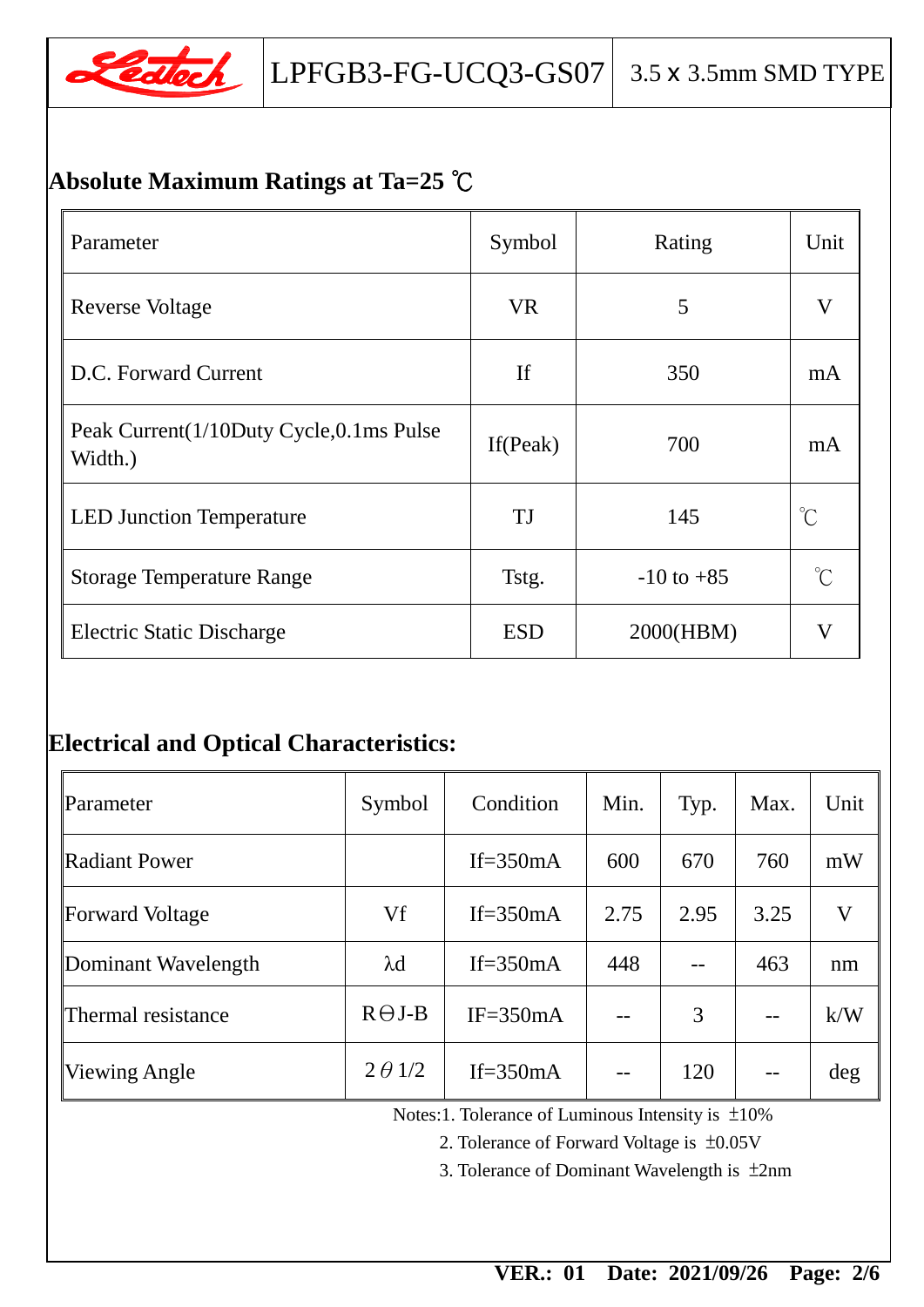LPFGB3-FG-UCQ3-GS07 | 3.5 x 3.5mm SMD TYPE

## Absolute Maximum Ratings at Ta=25 ℃

| Parameter | Symbol | Rating | Unit |
|---|---|---|---|
| Reverse Voltage | VR | 5 | V |
| D.C. Forward Current | If | 350 | mA |
| Peak Current(1/10Duty Cycle,0.1ms Pulse Width.) | If(Peak) | 700 | mA |
| LED Junction Temperature | TJ | 145 | ℃ |
| Storage Temperature Range | Tstg. | -10 to +85 | ℃ |
| Electric Static Discharge | ESD | 2000(HBM) | V |

## Electrical and Optical Characteristics:

| Parameter | Symbol | Condition | Min. | Typ. | Max. | Unit |
|---|---|---|---|---|---|---|
| Radiant Power | | If=350mA | 600 | 670 | 760 | mW |
| Forward Voltage | Vf | If=350mA | 2.75 | 2.95 | 3.25 | V |
| Dominant Wavelength | λd | If=350mA | 448 | -- | 463 | nm |
| Thermal resistance | RΘJ-B | IF=350mA | -- | 3 | -- | k/W |
| Viewing Angle | 2θ1/2 | If=350mA | -- | 120 | -- | deg |

Notes:1. Tolerance of Luminous Intensity is ±10%

2. Tolerance of Forward Voltage is ±0.05V

3. Tolerance of Dominant Wavelength is ±2nm

VER.: 01 Date: 2021/09/26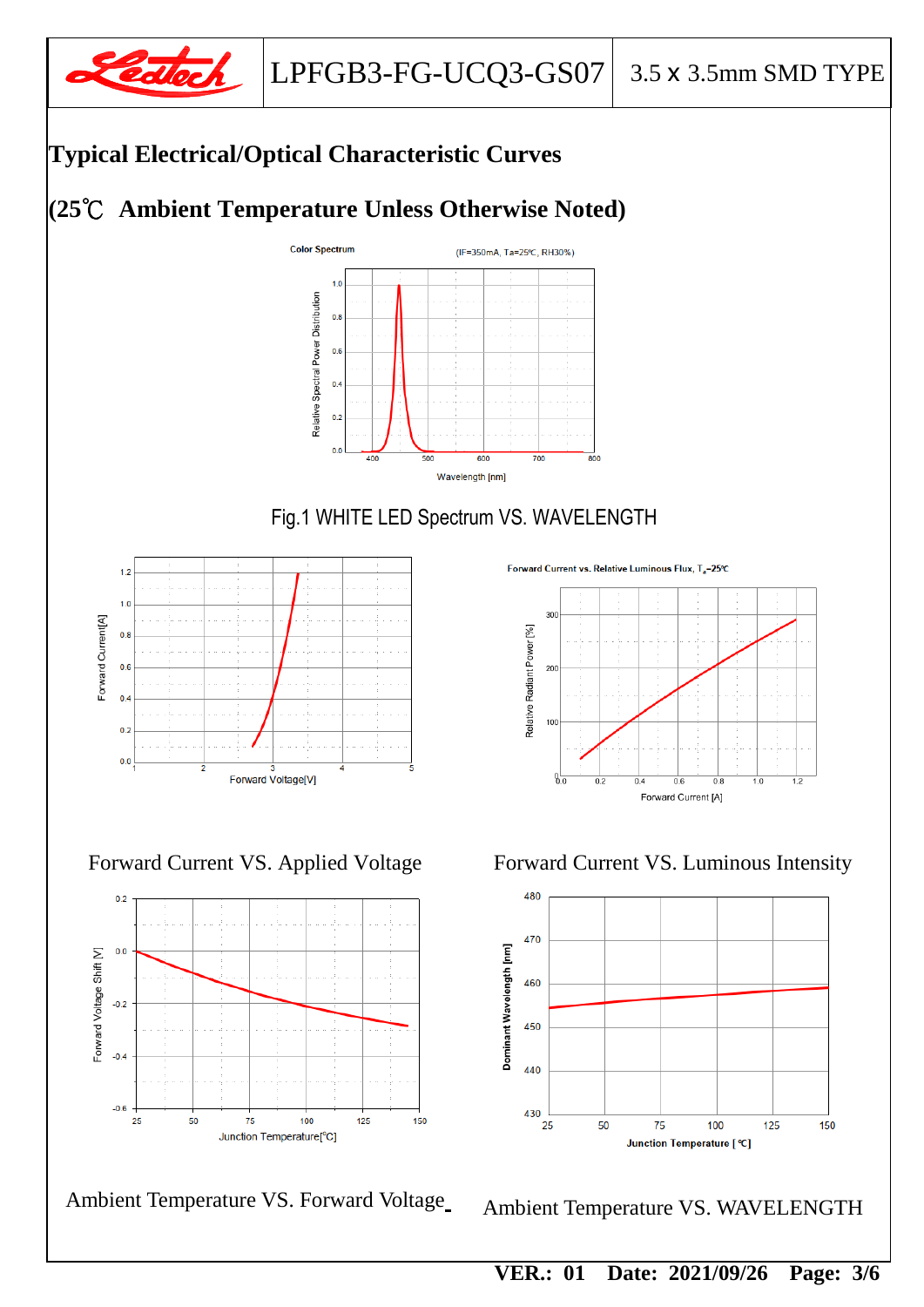# Typical Electrical/Optical Characteristic Curves

## (25℃ Ambient Temperature Unless Otherwise Noted)

Fig.1 WHITE LED Spectrum VS. WAVELENGTH

Forward Current VS. Applied Voltage

Forward Current VS. Luminous Intensity

Ambient Temperature VS. Forward Voltage

Ambient Temperature VS. WAVELENGTH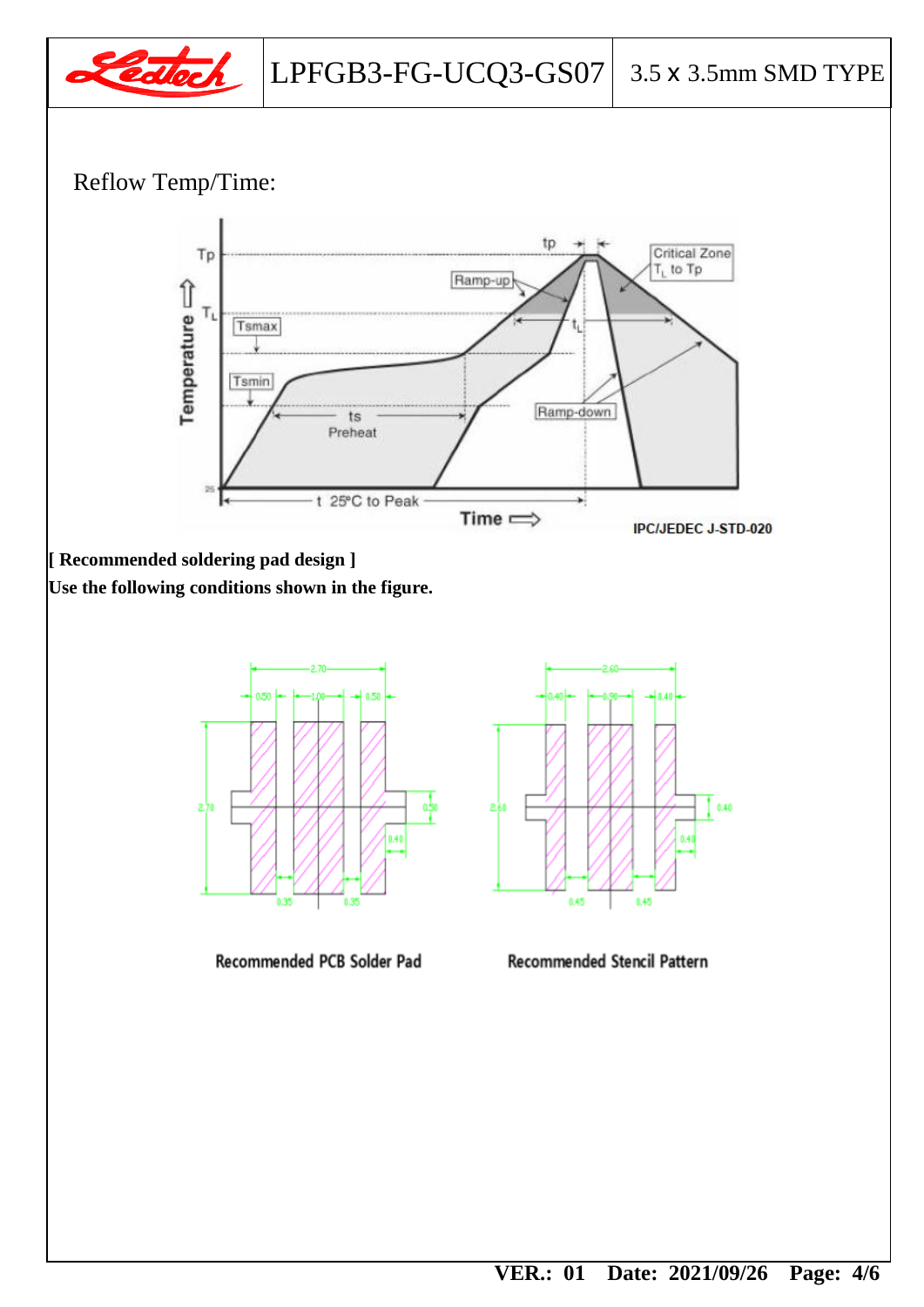Reflow Temp/Time:

Tp

$T_L$

Tsmax

Tsmin

Temperature

tp

Critical Zone $T_L$ to Tp

Ramp-up

$t_L$

ts

Preheat

Ramp-down

25

t 25ºC to Peak

Time

IPC/JEDEC J-STD-020

**[ Recommended soldering pad design ]**

**Use the following conditions shown in the figure.**

2.70

0.50 1.00 0.50

2.70

0.50

0.40

0.35 0.35

Recommended PCB Solder Pad

2.60

0.40 0.90 0.40

2.60

0.40

0.40

0.45 0.45

Recommended Stencil Pattern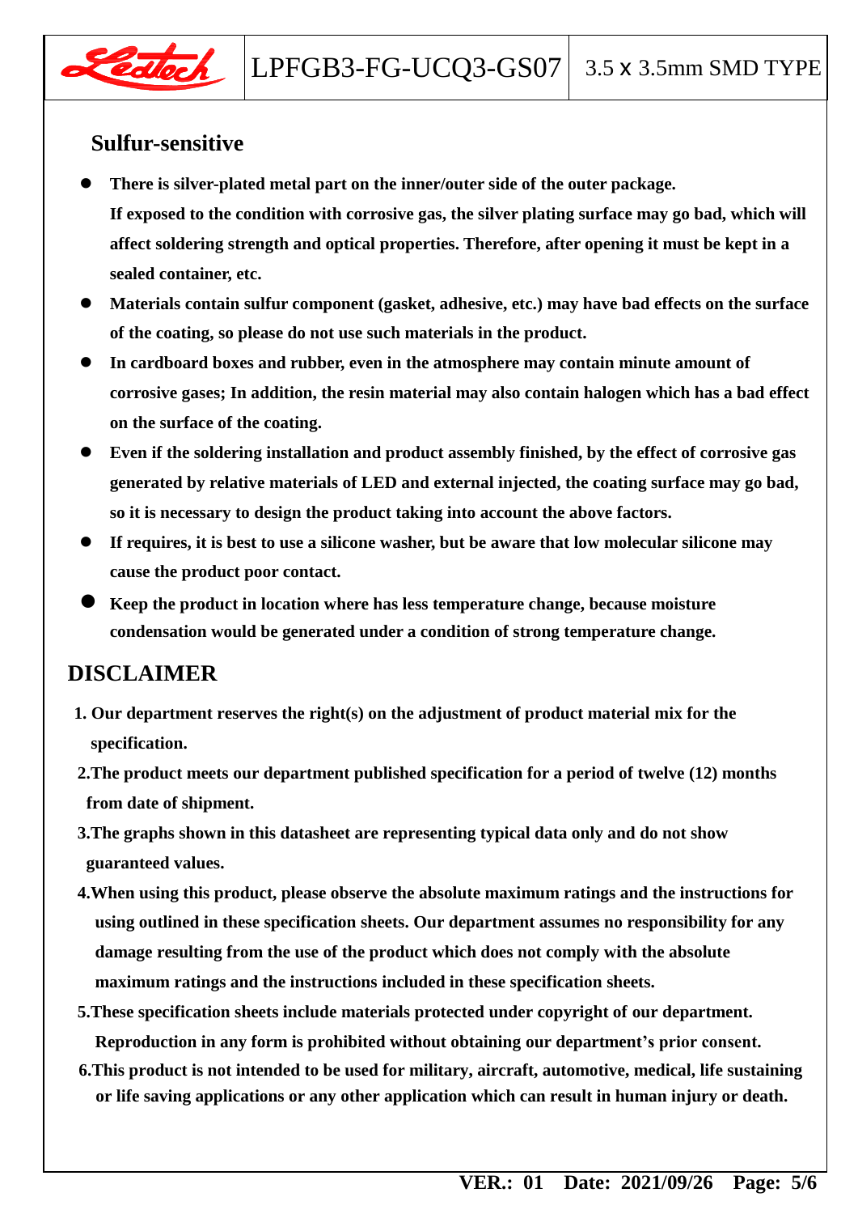## Sulfur-sensitive

- **There is silver-plated metal part on the inner/outer side of the outer package. If exposed to the condition with corrosive gas, the silver plating surface may go bad, which will affect soldering strength and optical properties. Therefore, after opening it must be kept in a sealed container, etc.**
- **Materials contain sulfur component (gasket, adhesive, etc.) may have bad effects on the surface of the coating, so please do not use such materials in the product.**
- **In cardboard boxes and rubber, even in the atmosphere may contain minute amount of corrosive gases; In addition, the resin material may also contain halogen which has a bad effect on the surface of the coating.**
- **Even if the soldering installation and product assembly finished, by the effect of corrosive gas generated by relative materials of LED and external injected, the coating surface may go bad, so it is necessary to design the product taking into account the above factors.**
- **If requires, it is best to use a silicone washer, but be aware that low molecular silicone may cause the product poor contact.**
- **Keep the product in location where has less temperature change, because moisture condensation would be generated under a condition of strong temperature change.**

## DISCLAIMER

1. **Our department reserves the right(s) on the adjustment of product material mix for the specification.**
2. **The product meets our department published specification for a period of twelve (12) months from date of shipment.**
3. **The graphs shown in this datasheet are representing typical data only and do not show guaranteed values.**
4. **When using this product, please observe the absolute maximum ratings and the instructions for using outlined in these specification sheets. Our department assumes no responsibility for any damage resulting from the use of the product which does not comply with the absolute maximum ratings and the instructions included in these specification sheets.**
5. **These specification sheets include materials protected under copyright of our department. Reproduction in any form is prohibited without obtaining our department's prior consent.**
6. **This product is not intended to be used for military, aircraft, automotive, medical, life sustaining or life saving applications or any other application which can result in human injury or death.**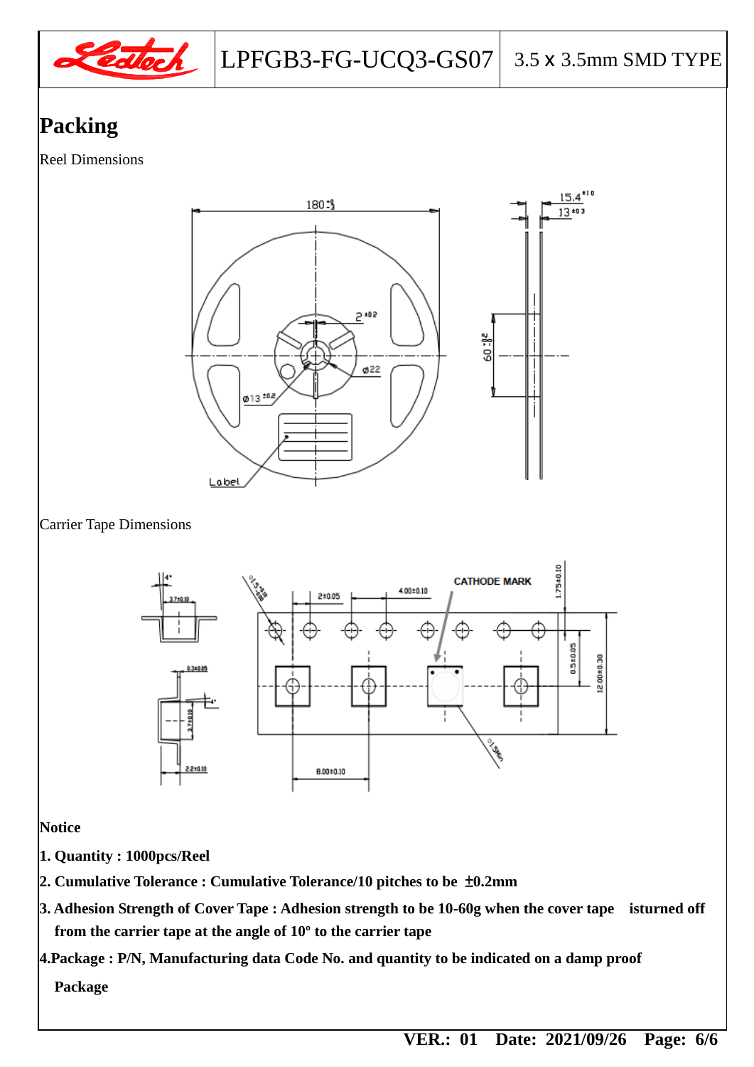# Packing

Reel Dimensions

180

15.4

13

2

Ø22

Ø13

60

Label

Carrier Tape Dimensions

CATHODE MARK

4°

3.7±0.10

0.3±0.05

2.2±0.10

2±0.05

4.00±0.10

1.75±0.10

5.5±0.05

12.00±0.30

8.00±0.10

Ø1.5min

**Notice**

**1. Quantity : 1000pcs/Reel**

**2. Cumulative Tolerance : Cumulative Tolerance/10 pitches to be ±0.2mm**

**3. Adhesion Strength of Cover Tape : Adhesion strength to be 10-60g when the cover tape isturned off from the carrier tape at the angle of 10° to the carrier tape**

**4.Package : P/N, Manufacturing data Code No. and quantity to be indicated on a damp proof Package**